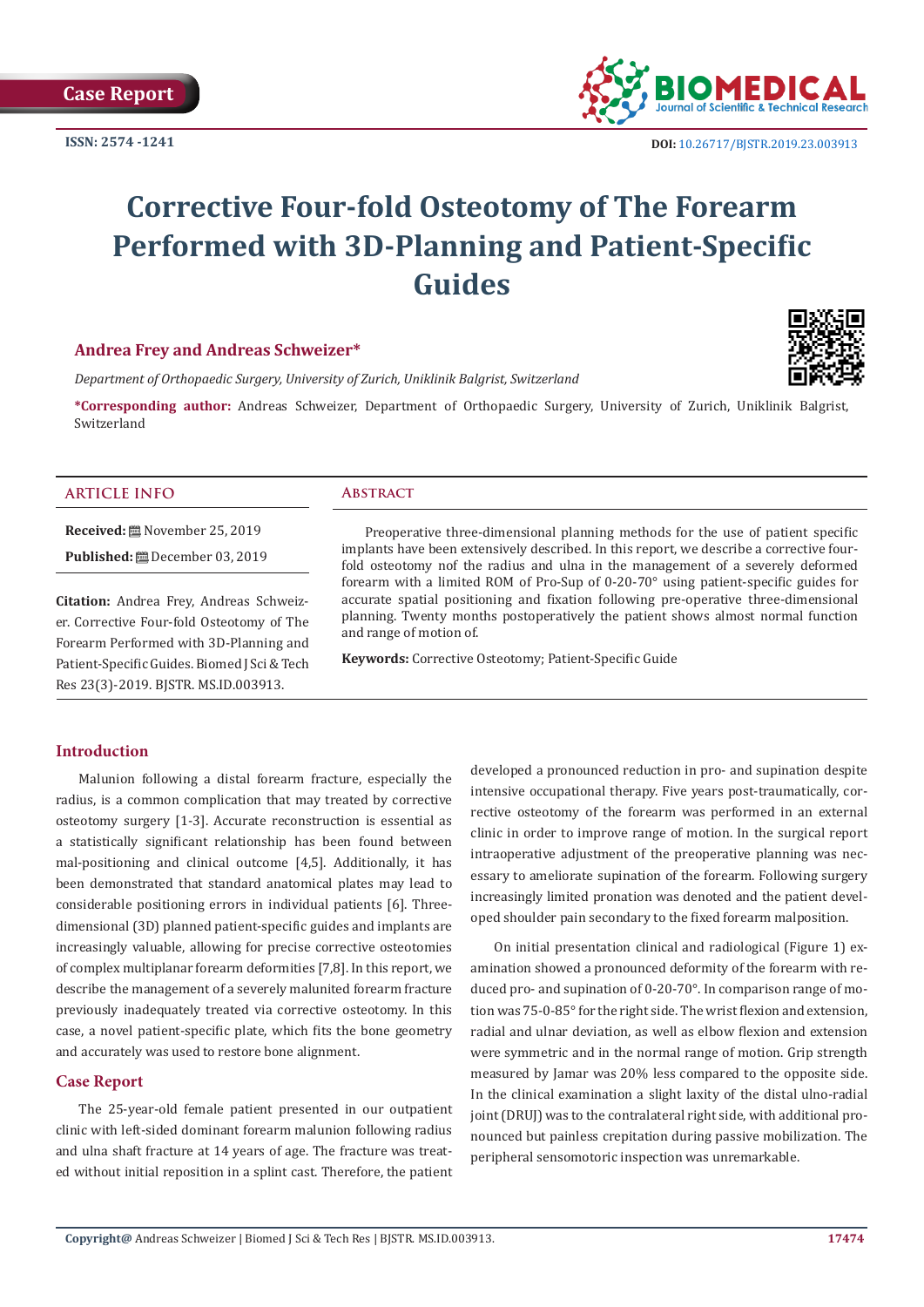Case Report

ISSN: 2574 -1241

DOI: 10.26717/BJSTR.2019.23.003913

# Corrective Four-fold Osteotomy of The Forearm Performed with 3D-Planning and Patient-Specific Guides

**Andrea Frey and Andreas Schweizer***

*Department of Orthopaedic Surgery, University of Zurich, Uniklinik Balgrist, Switzerland*

**\*Corresponding author:** Andreas Schweizer, Department of Orthopaedic Surgery, University of Zurich, Uniklinik Balgrist, Switzerland

## ARTICLE INFO

**Received:** November 25, 2019

**Published:** December 03, 2019

**Citation:** Andrea Frey, Andreas Schweizer. Corrective Four-fold Osteotomy of The Forearm Performed with 3D-Planning and Patient-Specific Guides. Biomed J Sci & Tech Res 23(3)-2019. BJSTR. MS.ID.003913.

## Abstract

Preoperative three-dimensional planning methods for the use of patient specific implants have been extensively described. In this report, we describe a corrective four-fold osteotomy nof the radius and ulna in the management of a severely deformed forearm with a limited ROM of Pro-Sup of 0-20-70° using patient-specific guides for accurate spatial positioning and fixation following pre-operative three-dimensional planning. Twenty months postoperatively the patient shows almost normal function and range of motion of.

**Keywords:** Corrective Osteotomy; Patient-Specific Guide

## Introduction

Malunion following a distal forearm fracture, especially the radius, is a common complication that may treated by corrective osteotomy surgery [1-3]. Accurate reconstruction is essential as a statistically significant relationship has been found between mal-positioning and clinical outcome [4,5]. Additionally, it has been demonstrated that standard anatomical plates may lead to considerable positioning errors in individual patients [6]. Three-dimensional (3D) planned patient-specific guides and implants are increasingly valuable, allowing for precise corrective osteotomies of complex multiplanar forearm deformities [7,8]. In this report, we describe the management of a severely malunited forearm fracture previously inadequately treated via corrective osteotomy. In this case, a novel patient-specific plate, which fits the bone geometry and accurately was used to restore bone alignment.

## Case Report

The 25-year-old female patient presented in our outpatient clinic with left-sided dominant forearm malunion following radius and ulna shaft fracture at 14 years of age. The fracture was treated without initial reposition in a splint cast. Therefore, the patient developed a pronounced reduction in pro- and supination despite intensive occupational therapy. Five years post-traumatically, corrective osteotomy of the forearm was performed in an external clinic in order to improve range of motion. In the surgical report intraoperative adjustment of the preoperative planning was necessary to ameliorate supination of the forearm. Following surgery increasingly limited pronation was denoted and the patient developed shoulder pain secondary to the fixed forearm malposition.

On initial presentation clinical and radiological (Figure 1) examination showed a pronounced deformity of the forearm with reduced pro- and supination of 0-20-70°. In comparison range of motion was 75-0-85° for the right side. The wrist flexion and extension, radial and ulnar deviation, as well as elbow flexion and extension were symmetric and in the normal range of motion. Grip strength measured by Jamar was 20% less compared to the opposite side. In the clinical examination a slight laxity of the distal ulno-radial joint (DRUJ) was to the contralateral right side, with additional pronounced but painless crepitation during passive mobilization. The peripheral sensomotoric inspection was unremarkable.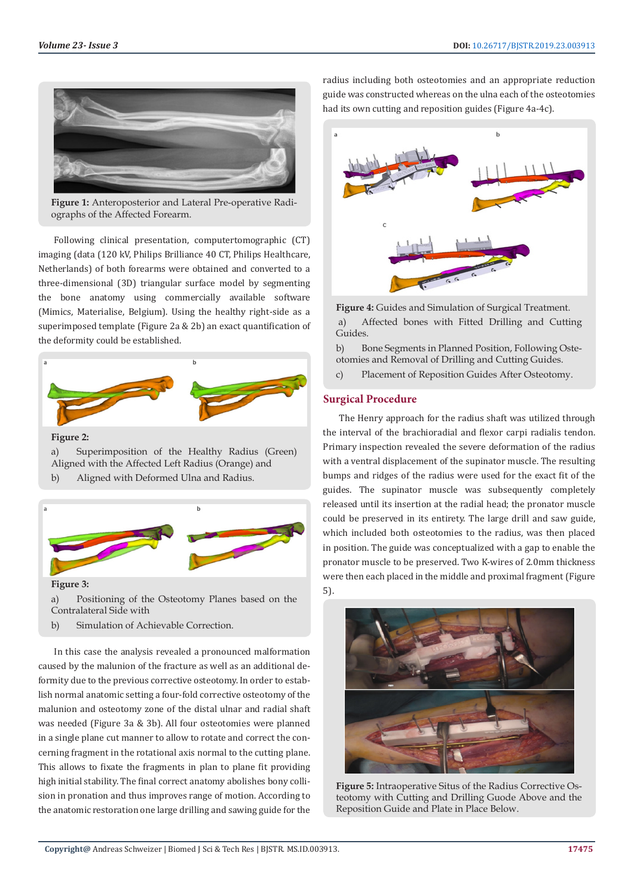Figure 1: Anteroposterior and Lateral Pre-operative Radiographs of the Affected Forearm.

Following clinical presentation, computertomographic (CT) imaging (data (120 kV, Philips Brilliance 40 CT, Philips Healthcare, Netherlands) of both forearms were obtained and converted to a three-dimensional (3D) triangular surface model by segmenting the bone anatomy using commercially available software (Mimics, Materialise, Belgium). Using the healthy right-side as a superimposed template (Figure 2a & 2b) an exact quantification of the deformity could be established.

**Figure 2:**

a) Superimposition of the Healthy Radius (Green) Aligned with the Affected Left Radius (Orange) and

b) Aligned with Deformed Ulna and Radius.

**Figure 3:**

a) Positioning of the Osteotomy Planes based on the Contralateral Side with

b) Simulation of Achievable Correction.

In this case the analysis revealed a pronounced malformation caused by the malunion of the fracture as well as an additional deformity due to the previous corrective osteotomy. In order to establish normal anatomic setting a four-fold corrective osteotomy of the malunion and osteotomy zone of the distal ulnar and radial shaft was needed (Figure 3a & 3b). All four osteotomies were planned in a single plane cut manner to allow to rotate and correct the concerning fragment in the rotational axis normal to the cutting plane. This allows to fixate the fragments in plan to plane fit providing high initial stability. The final correct anatomy abolishes bony collision in pronation and thus improves range of motion. According to the anatomic restoration one large drilling and sawing guide for the radius including both osteotomies and an appropriate reduction guide was constructed whereas on the ulna each of the osteotomies had its own cutting and reposition guides (Figure 4a-4c).

**Figure 4:** Guides and Simulation of Surgical Treatment.

a) Affected bones with Fitted Drilling and Cutting Guides.

b) Bone Segments in Planned Position, Following Osteotomies and Removal of Drilling and Cutting Guides.

c) Placement of Reposition Guides After Osteotomy.

## Surgical Procedure

The Henry approach for the radius shaft was utilized through the interval of the brachioradial and flexor carpi radialis tendon. Primary inspection revealed the severe deformation of the radius with a ventral displacement of the supinator muscle. The resulting bumps and ridges of the radius were used for the exact fit of the guides. The supinator muscle was subsequently completely released until its insertion at the radial head; the pronator muscle could be preserved in its entirety. The large drill and saw guide, which included both osteotomies to the radius, was then placed in position. The guide was conceptualized with a gap to enable the pronator muscle to be preserved. Two K-wires of 2.0mm thickness were then each placed in the middle and proximal fragment (Figure 5).

**Figure 5:** Intraoperative Situs of the Radius Corrective Osteotomy with Cutting and Drilling Guode Above and the Reposition Guide and Plate in Place Below.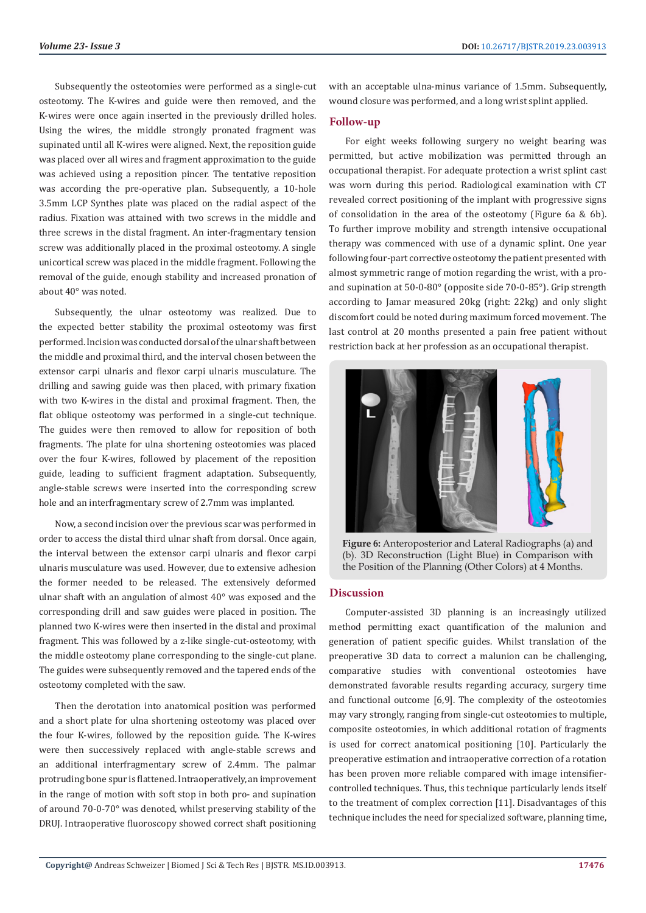Subsequently the osteotomies were performed as a single-cut osteotomy. The K-wires and guide were then removed, and the K-wires were once again inserted in the previously drilled holes. Using the wires, the middle strongly pronated fragment was supinated until all K-wires were aligned. Next, the reposition guide was placed over all wires and fragment approximation to the guide was achieved using a reposition pincer. The tentative reposition was according the pre-operative plan. Subsequently, a 10-hole 3.5mm LCP Synthes plate was placed on the radial aspect of the radius. Fixation was attained with two screws in the middle and three screws in the distal fragment. An inter-fragmentary tension screw was additionally placed in the proximal osteotomy. A single unicortical screw was placed in the middle fragment. Following the removal of the guide, enough stability and increased pronation of about 40° was noted.

Subsequently, the ulnar osteotomy was realized. Due to the expected better stability the proximal osteotomy was first performed. Incision was conducted dorsal of the ulnar shaft between the middle and proximal third, and the interval chosen between the extensor carpi ulnaris and flexor carpi ulnaris musculature. The drilling and sawing guide was then placed, with primary fixation with two K-wires in the distal and proximal fragment. Then, the flat oblique osteotomy was performed in a single-cut technique. The guides were then removed to allow for reposition of both fragments. The plate for ulna shortening osteotomies was placed over the four K-wires, followed by placement of the reposition guide, leading to sufficient fragment adaptation. Subsequently, angle-stable screws were inserted into the corresponding screw hole and an interfragmentary screw of 2.7mm was implanted.

Now, a second incision over the previous scar was performed in order to access the distal third ulnar shaft from dorsal. Once again, the interval between the extensor carpi ulnaris and flexor carpi ulnaris musculature was used. However, due to extensive adhesion the former needed to be released. The extensively deformed ulnar shaft with an angulation of almost 40° was exposed and the corresponding drill and saw guides were placed in position. The planned two K-wires were then inserted in the distal and proximal fragment. This was followed by a z-like single-cut-osteotomy, with the middle osteotomy plane corresponding to the single-cut plane. The guides were subsequently removed and the tapered ends of the osteotomy completed with the saw.

Then the derotation into anatomical position was performed and a short plate for ulna shortening osteotomy was placed over the four K-wires, followed by the reposition guide. The K-wires were then successively replaced with angle-stable screws and an additional interfragmentary screw of 2.4mm. The palmar protruding bone spur is flattened. Intraoperatively, an improvement in the range of motion with soft stop in both pro- and supination of around 70-0-70° was denoted, whilst preserving stability of the DRUJ. Intraoperative fluoroscopy showed correct shaft positioning with an acceptable ulna-minus variance of 1.5mm. Subsequently, wound closure was performed, and a long wrist splint applied.

## Follow-up

For eight weeks following surgery no weight bearing was permitted, but active mobilization was permitted through an occupational therapist. For adequate protection a wrist splint cast was worn during this period. Radiological examination with CT revealed correct positioning of the implant with progressive signs of consolidation in the area of the osteotomy (Figure 6a & 6b). To further improve mobility and strength intensive occupational therapy was commenced with use of a dynamic splint. One year following four-part corrective osteotomy the patient presented with almost symmetric range of motion regarding the wrist, with a pro- and supination at 50-0-80° (opposite side 70-0-85°). Grip strength according to Jamar measured 20kg (right: 22kg) and only slight discomfort could be noted during maximum forced movement. The last control at 20 months presented a pain free patient without restriction back at her profession as an occupational therapist.

**Figure 6:** Anteroposterior and Lateral Radiographs (a) and (b). 3D Reconstruction (Light Blue) in Comparison with the Position of the Planning (Other Colors) at 4 Months.

## Discussion

Computer-assisted 3D planning is an increasingly utilized method permitting exact quantification of the malunion and generation of patient specific guides. Whilst translation of the preoperative 3D data to correct a malunion can be challenging, comparative studies with conventional osteotomies have demonstrated favorable results regarding accuracy, surgery time and functional outcome [6,9]. The complexity of the osteotomies may vary strongly, ranging from single-cut osteotomies to multiple, composite osteotomies, in which additional rotation of fragments is used for correct anatomical positioning [10]. Particularly the preoperative estimation and intraoperative correction of a rotation has been proven more reliable compared with image intensifier-controlled techniques. Thus, this technique particularly lends itself to the treatment of complex correction [11]. Disadvantages of this technique includes the need for specialized software, planning time,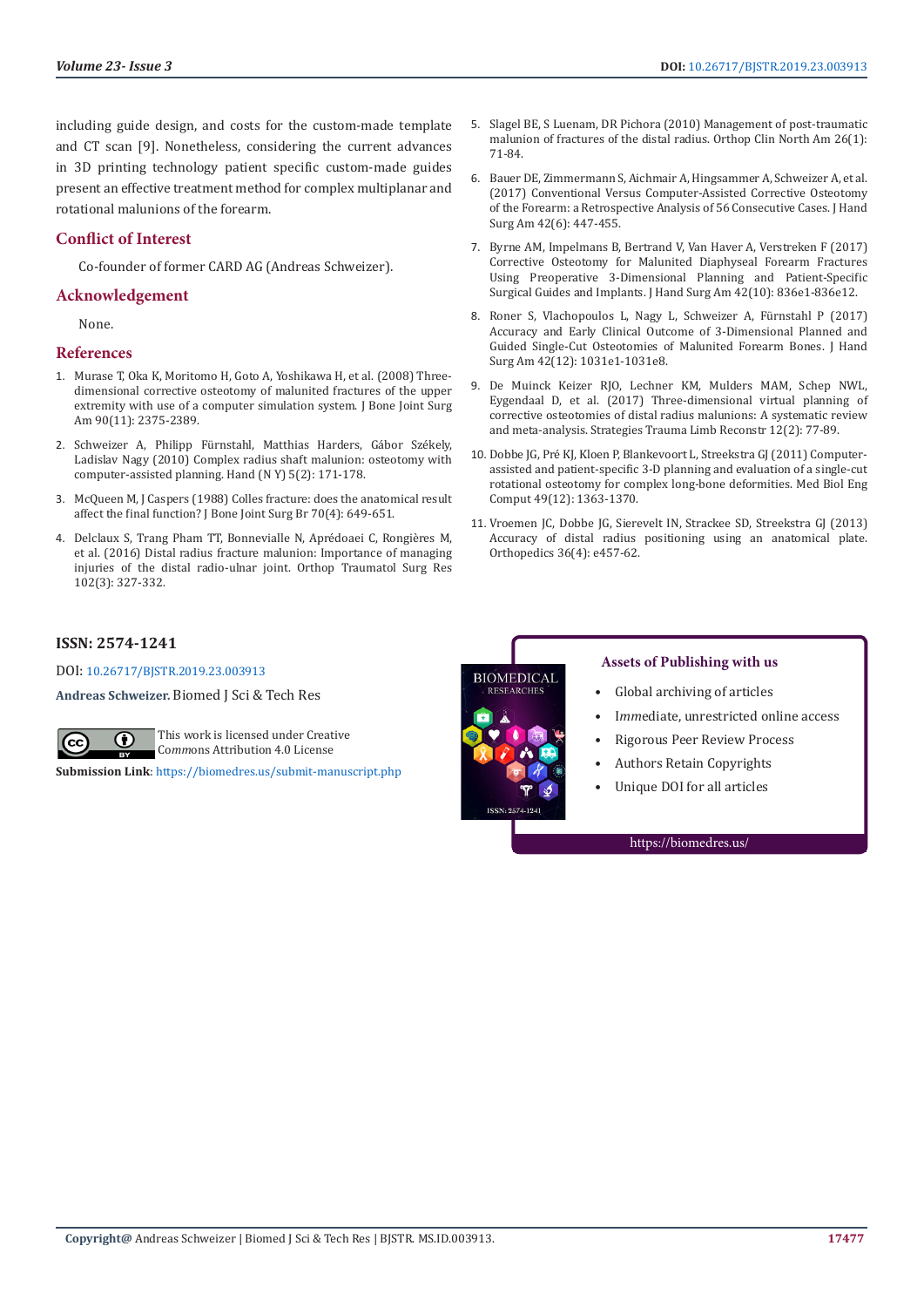including guide design, and costs for the custom-made template and CT scan [9]. Nonetheless, considering the current advances in 3D printing technology patient specific custom-made guides present an effective treatment method for complex multiplanar and rotational malunions of the forearm.

## Conflict of Interest

Co-founder of former CARD AG (Andreas Schweizer).

## Acknowledgement

None.

## References

1. Murase T, Oka K, Moritomo H, Goto A, Yoshikawa H, et al. (2008) Three-dimensional corrective osteotomy of malunited fractures of the upper extremity with use of a computer simulation system. J Bone Joint Surg Am 90(11): 2375-2389.
2. Schweizer A, Philipp Fürnstahl, Matthias Harders, Gábor Székely, Ladislav Nagy (2010) Complex radius shaft malunion: osteotomy with computer-assisted planning. Hand (N Y) 5(2): 171-178.
3. McQueen M, J Caspers (1988) Colles fracture: does the anatomical result affect the final function? J Bone Joint Surg Br 70(4): 649-651.
4. Delclaux S, Trang Pham TT, Bonnevialle N, Aprédoaei C, Rongières M, et al. (2016) Distal radius fracture malunion: Importance of managing injuries of the distal radio-ulnar joint. Orthop Traumatol Surg Res 102(3): 327-332.
5. Slagel BE, S Luenam, DR Pichora (2010) Management of post-traumatic malunion of fractures of the distal radius. Orthop Clin North Am 26(1): 71-84.
6. Bauer DE, Zimmermann S, Aichmair A, Hingsammer A, Schweizer A, et al. (2017) Conventional Versus Computer-Assisted Corrective Osteotomy of the Forearm: a Retrospective Analysis of 56 Consecutive Cases. J Hand Surg Am 42(6): 447-455.
7. Byrne AM, Impelmans B, Bertrand V, Van Haver A, Verstreken F (2017) Corrective Osteotomy for Malunited Diaphyseal Forearm Fractures Using Preoperative 3-Dimensional Planning and Patient-Specific Surgical Guides and Implants. J Hand Surg Am 42(10): 836e1-836e12.
8. Roner S, Vlachopoulos L, Nagy L, Schweizer A, Fürnstahl P (2017) Accuracy and Early Clinical Outcome of 3-Dimensional Planned and Guided Single-Cut Osteotomies of Malunited Forearm Bones. J Hand Surg Am 42(12): 1031e1-1031e8.
9. De Muinck Keizer RJO, Lechner KM, Mulders MAM, Schep NWL, Eygendaal D, et al. (2017) Three-dimensional virtual planning of corrective osteotomies of distal radius malunions: A systematic review and meta-analysis. Strategies Trauma Limb Reconstr 12(2): 77-89.
10. Dobbe JG, Pré KJ, Kloen P, Blankevoort L, Streekstra GJ (2011) Computer-assisted and patient-specific 3-D planning and evaluation of a single-cut rotational osteotomy for complex long-bone deformities. Med Biol Eng Comput 49(12): 1363-1370.
11. Vroemen JC, Dobbe JG, Sierevelt IN, Strackee SD, Streekstra GJ (2013) Accuracy of distal radius positioning using an anatomical plate. Orthopedics 36(4): e457-62.

**ISSN: 2574-1241**

DOI: 10.26717/BJSTR.2019.23.003913

**Andreas Schweizer.** Biomed J Sci & Tech Res

This work is licensed under Creative Commons Attribution 4.0 License

**Submission Link**: https://biomedres.us/submit-manuscript.php

**Assets of Publishing with us**

- Global archiving of articles
- Immediate, unrestricted online access
- Rigorous Peer Review Process
- Authors Retain Copyrights
- Unique DOI for all articles

https://biomedres.us/